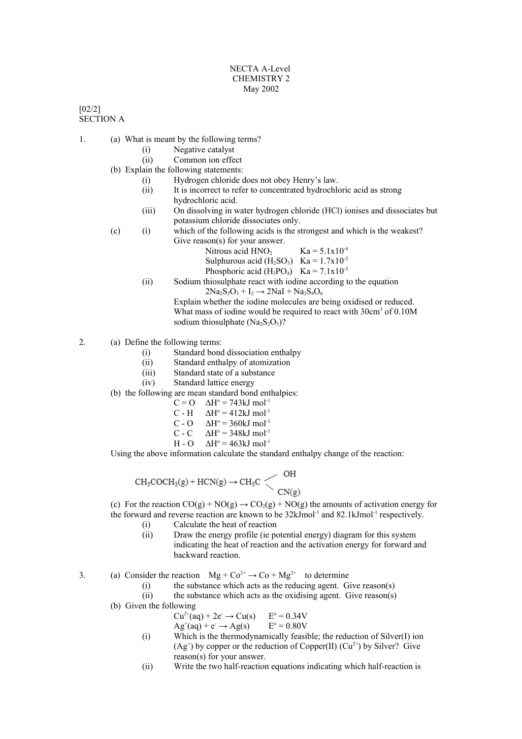NECTA A-Level
CHEMISTRY 2
May 2002

[02/2]
SECTION A

1. (a) What is meant by the following terms?
   - (i) Negative catalyst
   - (ii) Common ion effect

   (b) Explain the following statements:
   - (i) Hydrogen chloride does not obey Henry's law.
   - (ii) It is incorrect to refer to concentrated hydrochloric acid as strong hydrochloric acid.
   - (iii) On dissolving in water hydrogen chloride (HCl) ionises and dissociates but potassium chloride dissociates only.

   (c) (i) which of the following acids is the strongest and which is the weakest? Give reason(s) for your answer.

   Nitrous acid $HNO_2$ $\quad Ka = 5.1 \times 10^{-4}$
   Sulphurous acid ($H_2SO_3$) $\quad Ka = 1.7 \times 10^{-2}$
   Phosphoric acid ($H_3PO_4$) $\quad Ka = 7.1 \times 10^{-3}$

   (ii) Sodium thiosulphate react with iodine according to the equation

   $$2Na_2S_2O_3 + I_2 \rightarrow 2NaI + Na_2S_4O_6$$

   Explain whether the iodine molecules are being oxidised or reduced. What mass of iodine would be required to react with $30 cm^3$ of 0.10M sodium thiosulphate ($Na_2S_2O_3$)?

2. (a) Define the following terms:
   - (i) Standard bond dissociation enthalpy
   - (ii) Standard enthalpy of atomization
   - (iii) Standard state of a substance
   - (iv) Standard lattice energy

   (b) the following are mean standard bond enthalpies:

   C = O $\quad \Delta H^o = 743 kJ\ mol^{-1}$
   C - H $\quad \Delta H^o = 412 kJ\ mol^{-1}$
   C - O $\quad \Delta H^o = 360 kJ\ mol^{-1}$
   C - C $\quad \Delta H^o = 348 kJ\ mol^{-1}$
   H - O $\quad \Delta H^o = 463 kJ\ mol^{-1}$

   Using the above information calculate the standard enthalpy change of the reaction:

   $$CH_3COCH_3(g) + HCN(g) \rightarrow CH_3C \begin{matrix} \diagup OH \\ \diagdown CN(g) \end{matrix}$$

   (c) For the reaction $CO(g) + NO(g) \rightarrow CO_2(g) + NO(g)$ the amounts of activation energy for the forward and reverse reaction are known to be $32 kJmol^{-1}$ and $82.1 kJmol^{-1}$ respectively.
   - (i) Calculate the heat of reaction
   - (ii) Draw the energy profile (ie potential energy) diagram for this system indicating the heat of reaction and the activation energy for forward and backward reaction.

3. (a) Consider the reaction $\quad Mg + Co^{2+} \rightarrow Co + Mg^{2+} \quad$ to determine
   - (i) the substance which acts as the reducing agent. Give reason(s)
   - (ii) the substance which acts as the oxidising agent. Give reason(s)

   (b) Given the following

   $Cu^{2+}(aq) + 2e^- \rightarrow Cu(s) \quad E^o = 0.34V$
   $Ag^+(aq) + e^- \rightarrow Ag(s) \quad E^o = 0.80V$

   - (i) Which is the thermodynamically feasible; the reduction of Silver(I) ion ($Ag^+$) by copper or the reduction of Copper(II) ($Cu^{2+}$) by Silver? Give reason(s) for your answer.
   - (ii) Write the two half-reaction equations indicating which half-reaction is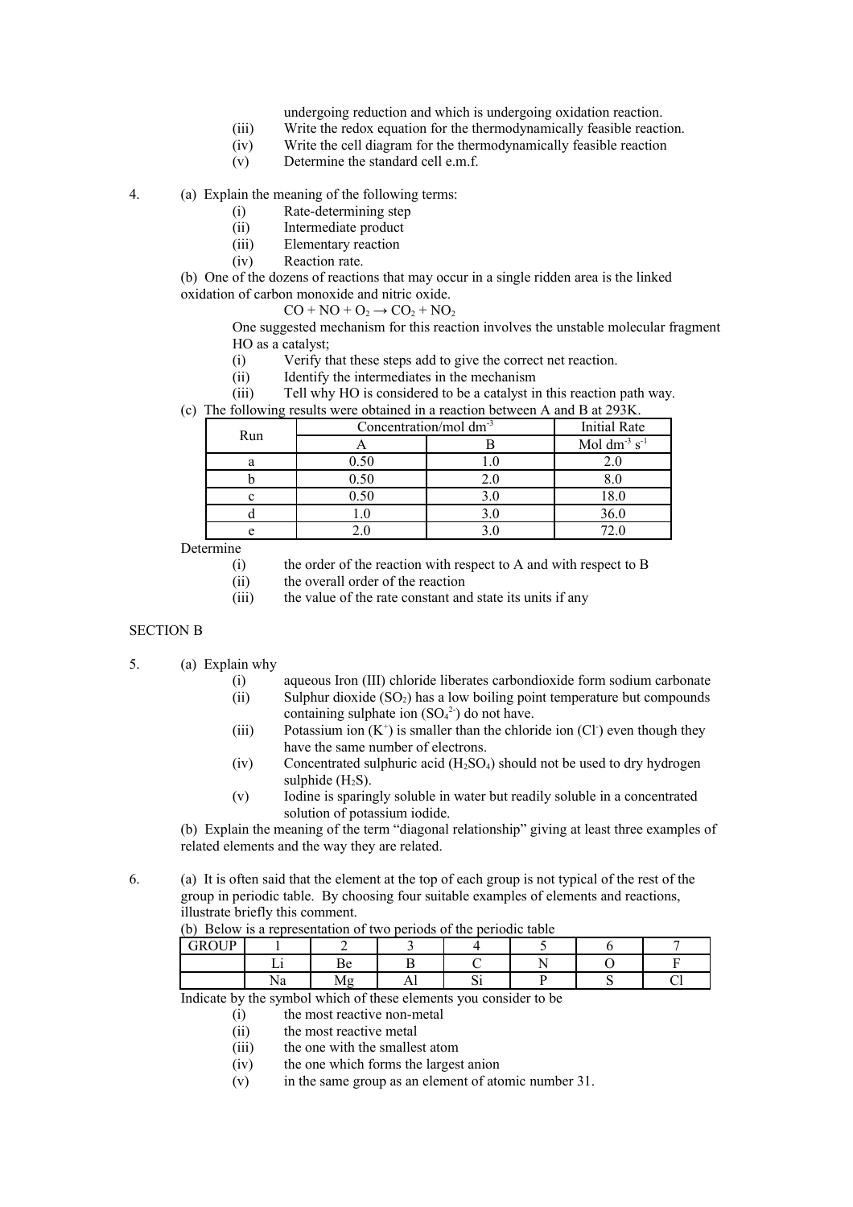undergoing reduction and which is undergoing oxidation reaction.

(iii) Write the redox equation for the thermodynamically feasible reaction.

(iv) Write the cell diagram for the thermodynamically feasible reaction

(v) Determine the standard cell e.m.f.

4. (a) Explain the meaning of the following terms:

(i) Rate-determining step

(ii) Intermediate product

(iii) Elementary reaction

(iv) Reaction rate.

(b) One of the dozens of reactions that may occur in a single ridden area is the linked oxidation of carbon monoxide and nitric oxide.

$$CO + NO + O_2 \rightarrow CO_2 + NO_2$$

One suggested mechanism for this reaction involves the unstable molecular fragment HO as a catalyst;

(i) Verify that these steps add to give the correct net reaction.

(ii) Identify the intermediates in the mechanism

(iii) Tell why HO is considered to be a catalyst in this reaction path way.

(c) The following results were obtained in a reaction between A and B at 293K.

| Run | Concentration/mol $dm^{-3}$ | | Initial Rate |
|---|---|---|---|
| | A | B | Mol $dm^{-3}$ $s^{-1}$ |
| a | 0.50 | 1.0 | 2.0 |
| b | 0.50 | 2.0 | 8.0 |
| c | 0.50 | 3.0 | 18.0 |
| d | 1.0 | 3.0 | 36.0 |
| e | 2.0 | 3.0 | 72.0 |

Determine

(i) the order of the reaction with respect to A and with respect to B

(ii) the overall order of the reaction

(iii) the value of the rate constant and state its units if any

SECTION B

5. (a) Explain why

(i) aqueous Iron (III) chloride liberates carbondioxide form sodium carbonate

(ii) Sulphur dioxide ($SO_2$) has a low boiling point temperature but compounds containing sulphate ion ($SO_4^{2-}$) do not have.

(iii) Potassium ion ($K^+$) is smaller than the chloride ion ($Cl^-$) even though they have the same number of electrons.

(iv) Concentrated sulphuric acid ($H_2SO_4$) should not be used to dry hydrogen sulphide ($H_2S$).

(v) Iodine is sparingly soluble in water but readily soluble in a concentrated solution of potassium iodide.

(b) Explain the meaning of the term "diagonal relationship" giving at least three examples of related elements and the way they are related.

6. (a) It is often said that the element at the top of each group is not typical of the rest of the group in periodic table. By choosing four suitable examples of elements and reactions, illustrate briefly this comment.

(b) Below is a representation of two periods of the periodic table

| GROUP | 1 | 2 | 3 | 4 | 5 | 6 | 7 |
|---|---|---|---|---|---|---|---|
| | Li | Be | B | C | N | O | F |
| | Na | Mg | Al | Si | P | S | Cl |

Indicate by the symbol which of these elements you consider to be

(i) the most reactive non-metal

(ii) the most reactive metal

(iii) the one with the smallest atom

(iv) the one which forms the largest anion

(v) in the same group as an element of atomic number 31.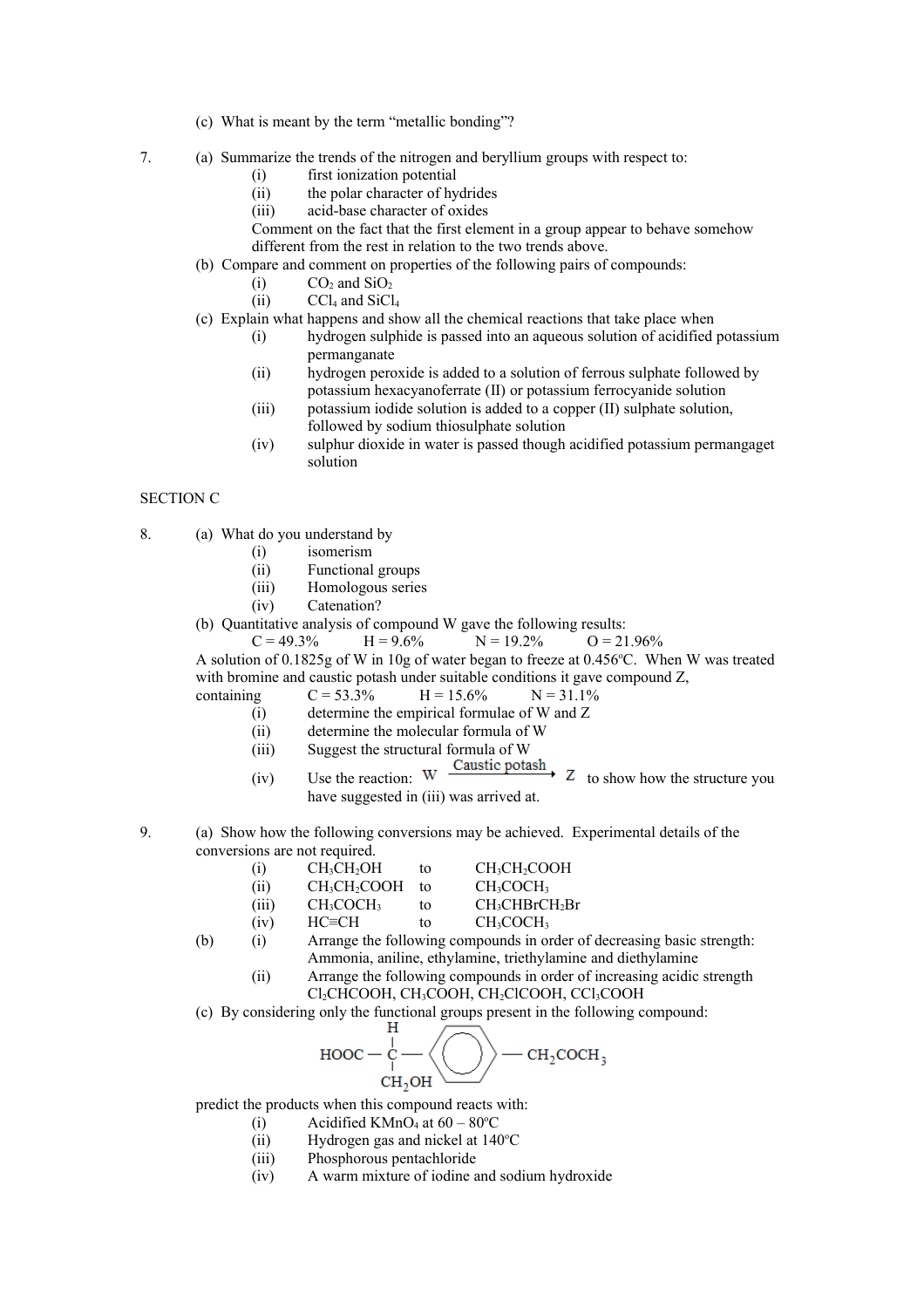(c) What is meant by the term "metallic bonding"?

7. (a) Summarize the trends of the nitrogen and beryllium groups with respect to:
   - (i) first ionization potential
   - (ii) the polar character of hydrides
   - (iii) acid-base character of oxides

   Comment on the fact that the first element in a group appear to behave somehow different from the rest in relation to the two trends above.

   (b) Compare and comment on properties of the following pairs of compounds:
   - (i) $CO_2$ and $SiO_2$
   - (ii) $CCl_4$ and $SiCl_4$

   (c) Explain what happens and show all the chemical reactions that take place when
   - (i) hydrogen sulphide is passed into an aqueous solution of acidified potassium permanganate
   - (ii) hydrogen peroxide is added to a solution of ferrous sulphate followed by potassium hexacyanoferrate (II) or potassium ferrocyanide solution
   - (iii) potassium iodide solution is added to a copper (II) sulphate solution, followed by sodium thiosulphate solution
   - (iv) sulphur dioxide in water is passed though acidified potassium permangaget solution

SECTION C

8. (a) What do you understand by
   - (i) isomerism
   - (ii) Functional groups
   - (iii) Homologous series
   - (iv) Catenation?

   (b) Quantitative analysis of compound W gave the following results:

   C = 49.3% H = 9.6% N = 19.2% O = 21.96%

   A solution of 0.1825g of W in 10g of water began to freeze at 0.456ºC. When W was treated with bromine and caustic potash under suitable conditions it gave compound Z, containing C = 53.3% H = 15.6% N = 31.1%
   - (i) determine the empirical formulae of W and Z
   - (ii) determine the molecular formula of W
   - (iii) Suggest the structural formula of W
   - (iv) Use the reaction: $W \xrightarrow{\text{Caustic potash}} Z$ to show how the structure you have suggested in (iii) was arrived at.

9. (a) Show how the following conversions may be achieved. Experimental details of the conversions are not required.
   - (i) $CH_3CH_2OH$ to $CH_3CH_2COOH$
   - (ii) $CH_3CH_2COOH$ to $CH_3COCH_3$
   - (iii) $CH_3COCH_3$ to $CH_3CHBrCH_2Br$
   - (iv) $HC\equiv CH$ to $CH_3COCH_3$

   (b)
   - (i) Arrange the following compounds in order of decreasing basic strength: Ammonia, aniline, ethylamine, triethylamine and diethylamine
   - (ii) Arrange the following compounds in order of increasing acidic strength $Cl_2CHCOOH$, $CH_3COOH$, $CH_2ClCOOH$, $CCl_3COOH$

   (c) By considering only the functional groups present in the following compound:

   $$HOOC-\underset{CH_2OH}{\overset{H}{C}}-C_6H_4-CH_2COCH_3$$

   predict the products when this compound reacts with:
   - (i) Acidified $KMnO_4$ at 60 – 80ºC
   - (ii) Hydrogen gas and nickel at 140ºC
   - (iii) Phosphorous pentachloride
   - (iv) A warm mixture of iodine and sodium hydroxide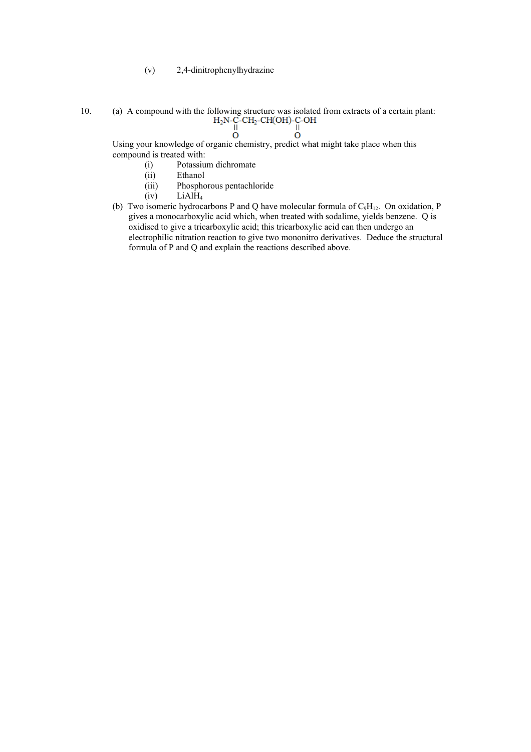(v) 2,4-dinitrophenylhydrazine

10. (a) A compound with the following structure was isolated from extracts of a certain plant:

$$\mathrm{H_2N\text{-}\underset{\underset{O}{\|}}{C}\text{-}CH_2\text{-}CH(OH)\text{-}\underset{\underset{O}{\|}}{C}\text{-}OH}$$

Using your knowledge of organic chemistry, predict what might take place when this compound is treated with:

- (i) Potassium dichromate
- (ii) Ethanol
- (iii) Phosphorous pentachloride
- (iv) $LiAlH_4$

(b) Two isomeric hydrocarbons P and Q have molecular formula of $C_9H_{12}$. On oxidation, P gives a monocarboxylic acid which, when treated with sodalime, yields benzene. Q is oxidised to give a tricarboxylic acid; this tricarboxylic acid can then undergo an electrophilic nitration reaction to give two mononitro derivatives. Deduce the structural formula of P and Q and explain the reactions described above.